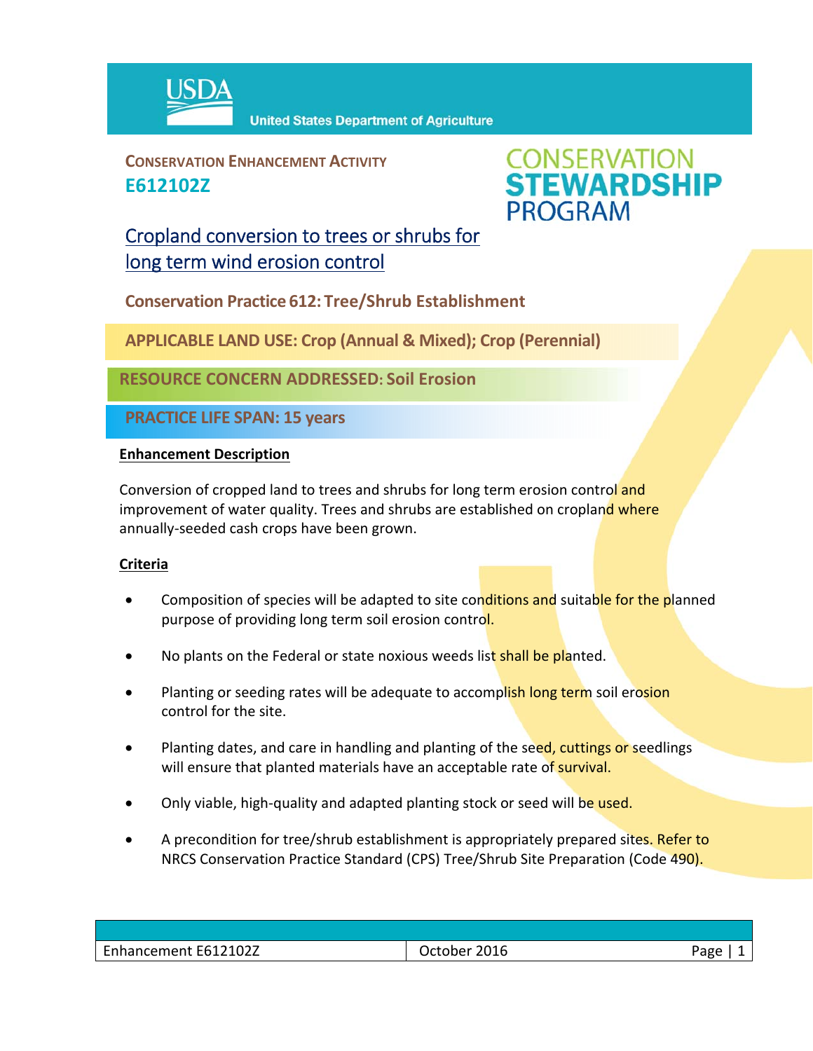USDA United States Department of Agriculture

**CONSERVATION ENHANCEMENT ACTIVITY**
**E612102Z**

CONSERVATION STEWARDSHIP PROGRAM

# Cropland conversion to trees or shrubs for long term wind erosion control

**Conservation Practice 612: Tree/Shrub Establishment**

**APPLICABLE LAND USE: Crop (Annual & Mixed); Crop (Perennial)**

**RESOURCE CONCERN ADDRESSED: Soil Erosion**

**PRACTICE LIFE SPAN: 15 years**

## Enhancement Description

Conversion of cropped land to trees and shrubs for long term erosion control and improvement of water quality. Trees and shrubs are established on cropland where annually-seeded cash crops have been grown.

## Criteria

- Composition of species will be adapted to site conditions and suitable for the planned purpose of providing long term soil erosion control.
- No plants on the Federal or state noxious weeds list shall be planted.
- Planting or seeding rates will be adequate to accomplish long term soil erosion control for the site.
- Planting dates, and care in handling and planting of the seed, cuttings or seedlings will ensure that planted materials have an acceptable rate of survival.
- Only viable, high-quality and adapted planting stock or seed will be used.
- A precondition for tree/shrub establishment is appropriately prepared sites. Refer to NRCS Conservation Practice Standard (CPS) Tree/Shrub Site Preparation (Code 490).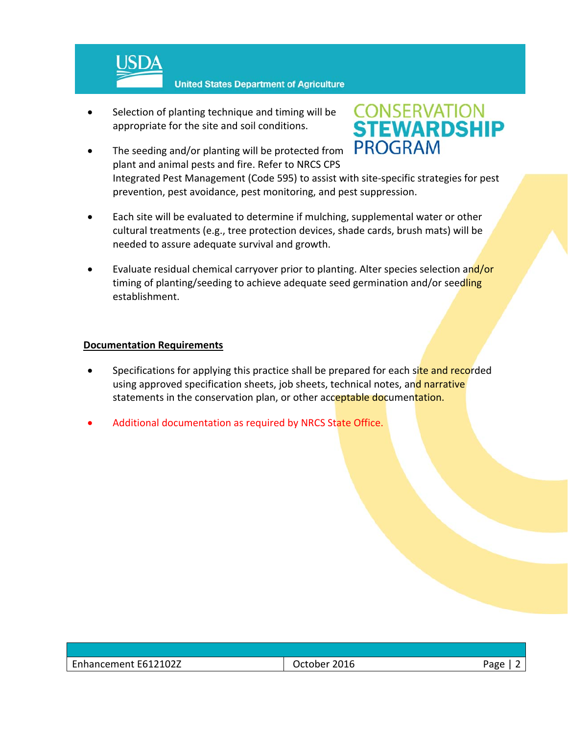- Selection of planting technique and timing will be appropriate for the site and soil conditions.

- The seeding and/or planting will be protected from plant and animal pests and fire. Refer to NRCS CPS Integrated Pest Management (Code 595) to assist with site-specific strategies for pest prevention, pest avoidance, pest monitoring, and pest suppression.

- Each site will be evaluated to determine if mulching, supplemental water or other cultural treatments (e.g., tree protection devices, shade cards, brush mats) will be needed to assure adequate survival and growth.

- Evaluate residual chemical carryover prior to planting. Alter species selection and/or timing of planting/seeding to achieve adequate seed germination and/or seedling establishment.

**Documentation Requirements**

- Specifications for applying this practice shall be prepared for each site and recorded using approved specification sheets, job sheets, technical notes, and narrative statements in the conservation plan, or other acceptable documentation.

- Additional documentation as required by NRCS State Office.